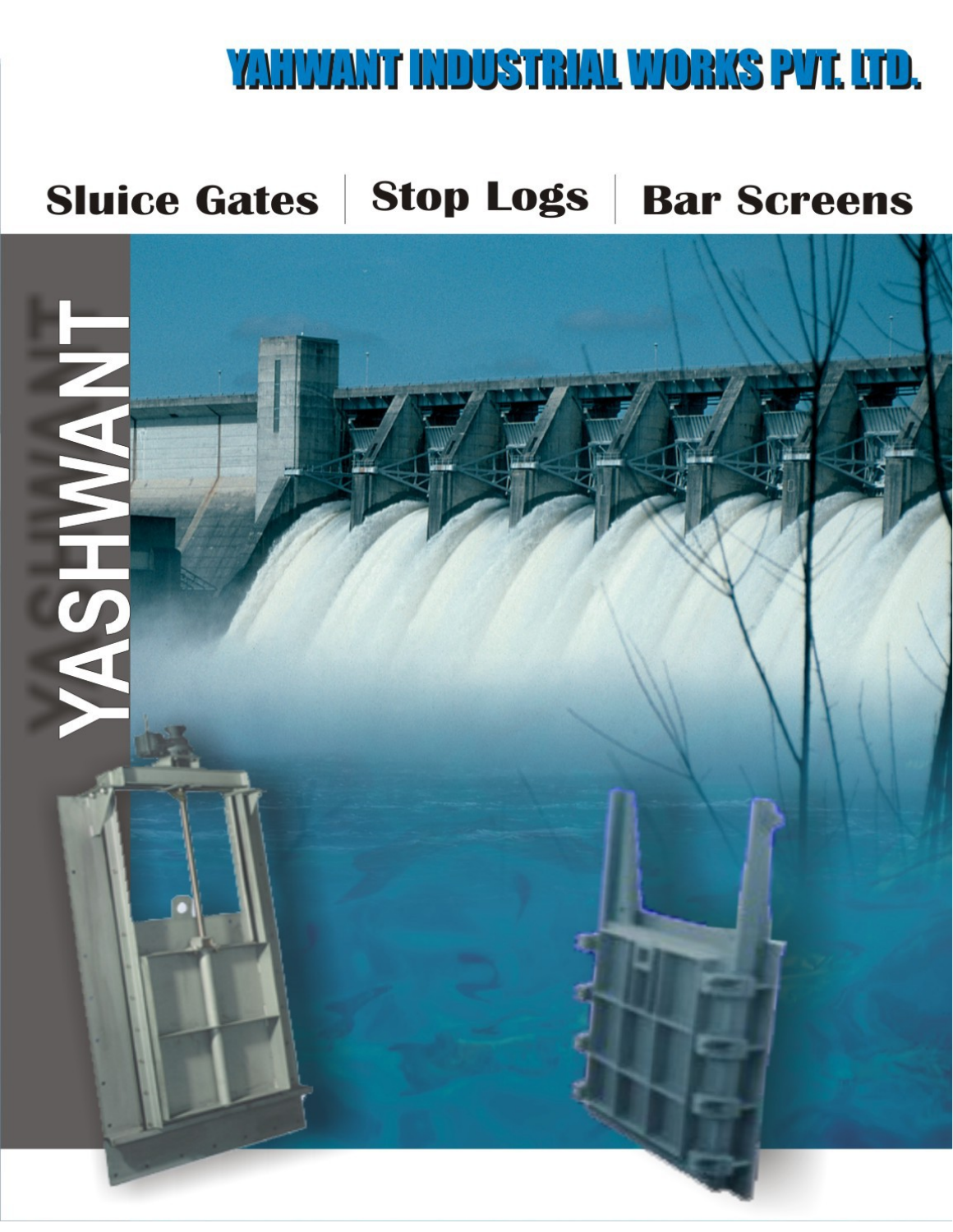# YAHWANT INDUSTRIAL WORKS PVT. LTD.

## Sluice Gates | Stop Logs | Bar Screens

YASHWANT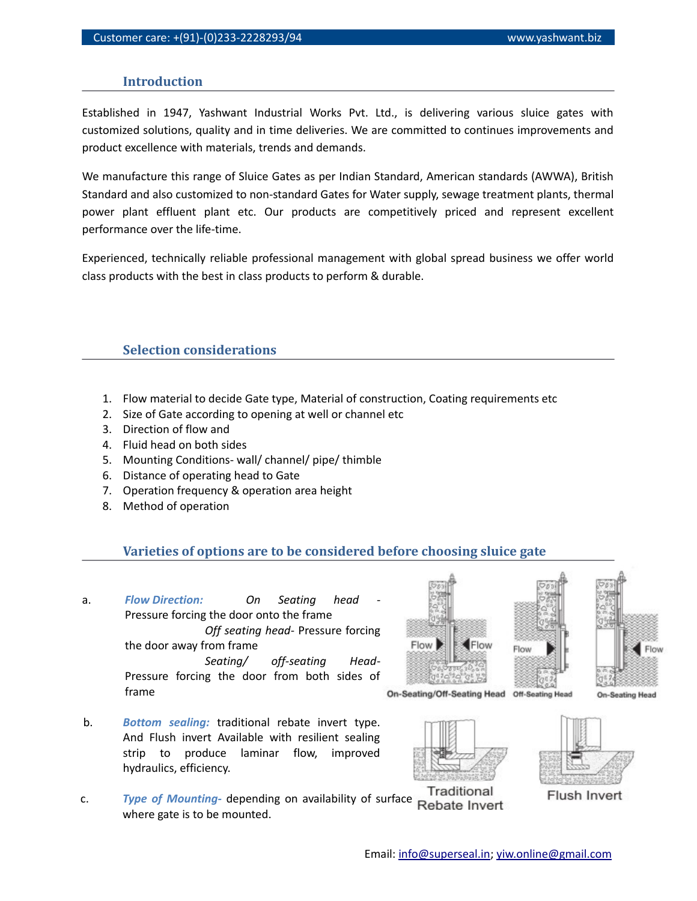## Introduction

Established in 1947, Yashwant Industrial Works Pvt. Ltd., is delivering various sluice gates with customized solutions, quality and in time deliveries. We are committed to continues improvements and product excellence with materials, trends and demands.

We manufacture this range of Sluice Gates as per Indian Standard, American standards (AWWA), British Standard and also customized to non-standard Gates for Water supply, sewage treatment plants, thermal power plant effluent plant etc. Our products are competitively priced and represent excellent performance over the life-time.

Experienced, technically reliable professional management with global spread business we offer world class products with the best in class products to perform & durable.

## Selection considerations

1. Flow material to decide Gate type, Material of construction, Coating requirements etc
2. Size of Gate according to opening at well or channel etc
3. Direction of flow and
4. Fluid head on both sides
5. Mounting Conditions- wall/ channel/ pipe/ thimble
6. Distance of operating head to Gate
7. Operation frequency & operation area height
8. Method of operation

## Varieties of options are to be considered before choosing sluice gate

a. ***Flow Direction:*** *On Seating head* - Pressure forcing the door onto the frame
*Off seating head*- Pressure forcing the door away from frame
*Seating/ off-seating Head*- Pressure forcing the door from both sides of frame

Flow | Flow | Flow | Flow

On-Seating/Off-Seating Head | Off-Seating Head | On-Seating Head

b. ***Bottom sealing:*** traditional rebate invert type. And Flush invert Available with resilient sealing strip to produce laminar flow, improved hydraulics, efficiency.

Traditional Rebate Invert | Flush Invert

c. ***Type of Mounting-*** depending on availability of surface where gate is to be mounted.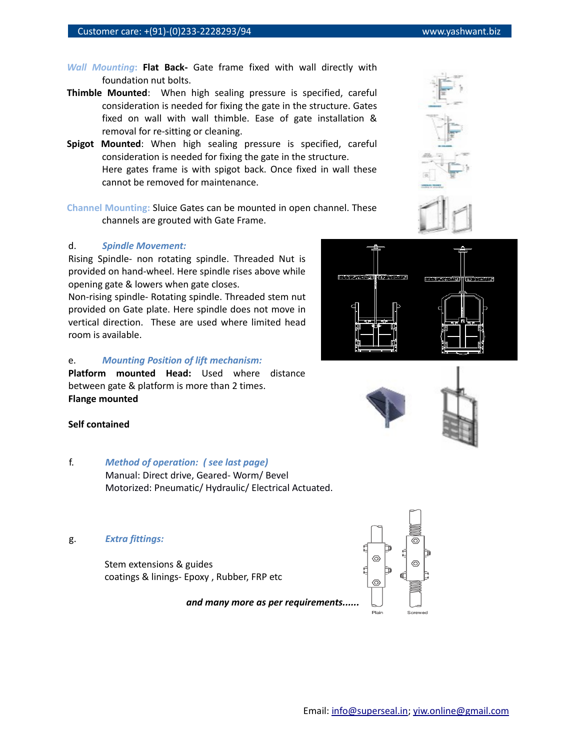*Wall Mounting*: **Flat Back-** Gate frame fixed with wall directly with foundation nut bolts.

**Thimble Mounted**: When high sealing pressure is specified, careful consideration is needed for fixing the gate in the structure. Gates fixed on wall with wall thimble. Ease of gate installation & removal for re-sitting or cleaning.

**Spigot Mounted**: When high sealing pressure is specified, careful consideration is needed for fixing the gate in the structure. Here gates frame is with spigot back. Once fixed in wall these cannot be removed for maintenance.

Channel Mounting: Sluice Gates can be mounted in open channel. These channels are grouted with Gate Frame.

d. ***Spindle Movement:***

Rising Spindle- non rotating spindle. Threaded Nut is provided on hand-wheel. Here spindle rises above while opening gate & lowers when gate closes.

Non-rising spindle- Rotating spindle. Threaded stem nut provided on Gate plate. Here spindle does not move in vertical direction. These are used where limited head room is available.

e. ***Mounting Position of lift mechanism:***

**Platform mounted Head:** Used where distance between gate & platform is more than 2 times.

**Flange mounted**

**Self contained**

f. ***Method of operation: ( see last page)***

Manual: Direct drive, Geared- Worm/ Bevel

Motorized: Pneumatic/ Hydraulic/ Electrical Actuated.

g. ***Extra fittings:***

Stem extensions & guides

coatings & linings- Epoxy , Rubber, FRP etc

***and many more as per requirements......***

Plain Screwed

Email: info@superseal.in; yiw.online@gmail.com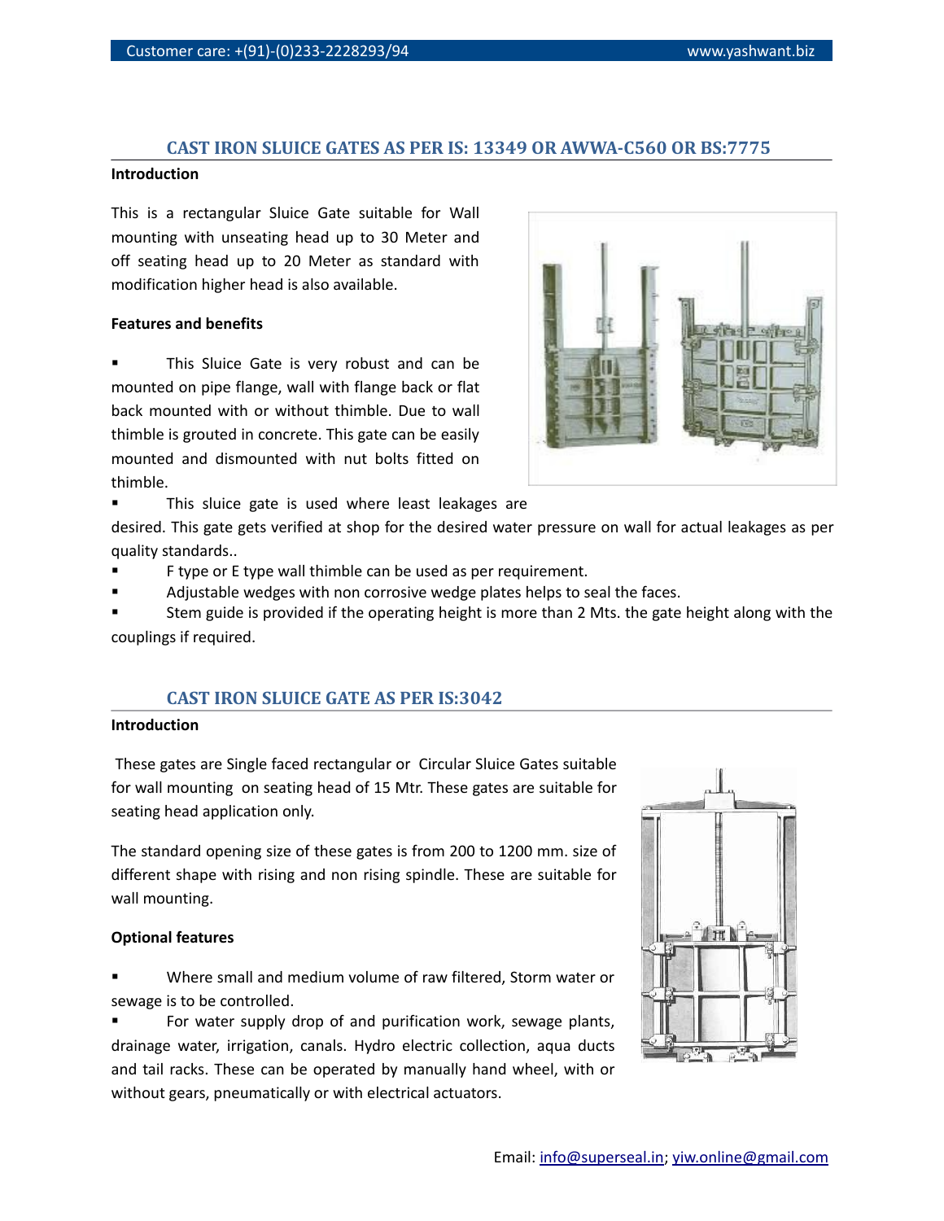## CAST IRON SLUICE GATES AS PER IS: 13349 OR AWWA-C560 OR BS:7775

**Introduction**

This is a rectangular Sluice Gate suitable for Wall mounting with unseating head up to 30 Meter and off seating head up to 20 Meter as standard with modification higher head is also available.

**Features and benefits**

- This Sluice Gate is very robust and can be mounted on pipe flange, wall with flange back or flat back mounted with or without thimble. Due to wall thimble is grouted in concrete. This gate can be easily mounted and dismounted with nut bolts fitted on thimble.
- This sluice gate is used where least leakages are desired. This gate gets verified at shop for the desired water pressure on wall for actual leakages as per quality standards..
- F type or E type wall thimble can be used as per requirement.
- Adjustable wedges with non corrosive wedge plates helps to seal the faces.
- Stem guide is provided if the operating height is more than 2 Mts. the gate height along with the couplings if required.

## CAST IRON SLUICE GATE AS PER IS:3042

**Introduction**

These gates are Single faced rectangular or Circular Sluice Gates suitable for wall mounting on seating head of 15 Mtr. These gates are suitable for seating head application only.

The standard opening size of these gates is from 200 to 1200 mm. size of different shape with rising and non rising spindle. These are suitable for wall mounting.

**Optional features**

- Where small and medium volume of raw filtered, Storm water or sewage is to be controlled.
- For water supply drop of and purification work, sewage plants, drainage water, irrigation, canals. Hydro electric collection, aqua ducts and tail racks. These can be operated by manually hand wheel, with or without gears, pneumatically or with electrical actuators.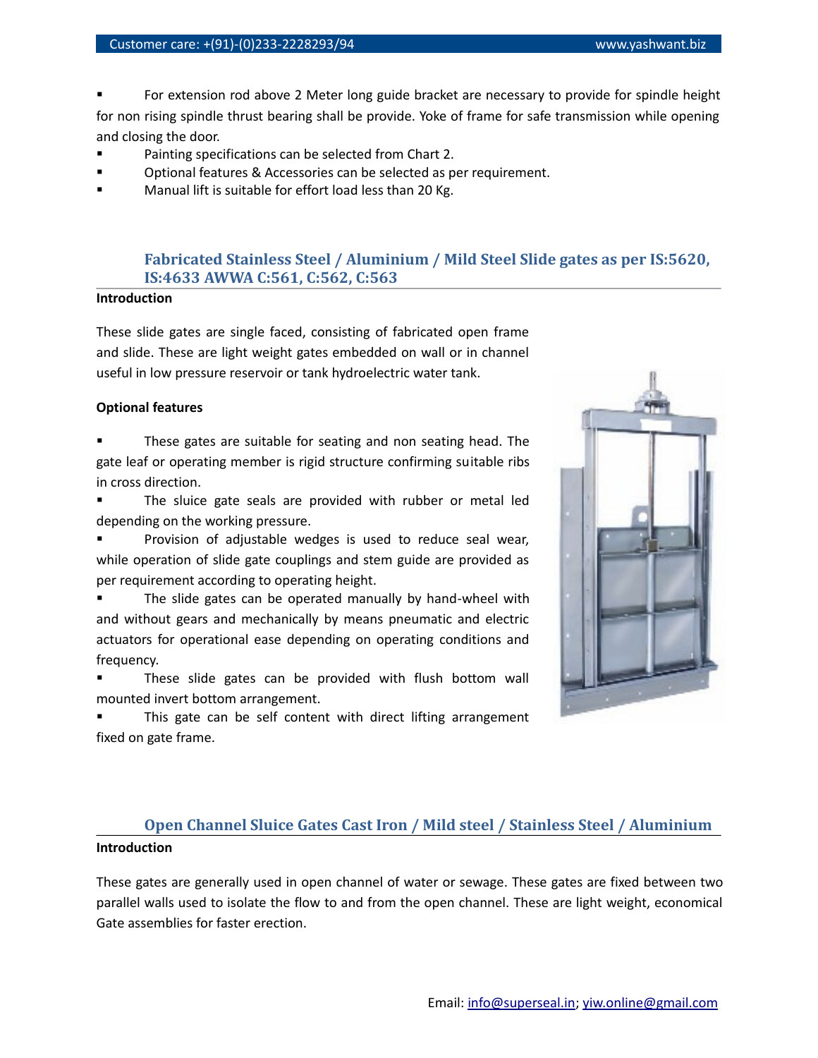- For extension rod above 2 Meter long guide bracket are necessary to provide for spindle height for non rising spindle thrust bearing shall be provide. Yoke of frame for safe transmission while opening and closing the door.
- Painting specifications can be selected from Chart 2.
- Optional features & Accessories can be selected as per requirement.
- Manual lift is suitable for effort load less than 20 Kg.

## Fabricated Stainless Steel / Aluminium / Mild Steel Slide gates as per IS:5620, IS:4633 AWWA C:561, C:562, C:563

**Introduction**

These slide gates are single faced, consisting of fabricated open frame and slide. These are light weight gates embedded on wall or in channel useful in low pressure reservoir or tank hydroelectric water tank.

**Optional features**

- These gates are suitable for seating and non seating head. The gate leaf or operating member is rigid structure confirming suitable ribs in cross direction.
- The sluice gate seals are provided with rubber or metal led depending on the working pressure.
- Provision of adjustable wedges is used to reduce seal wear, while operation of slide gate couplings and stem guide are provided as per requirement according to operating height.
- The slide gates can be operated manually by hand-wheel with and without gears and mechanically by means pneumatic and electric actuators for operational ease depending on operating conditions and frequency.
- These slide gates can be provided with flush bottom wall mounted invert bottom arrangement.
- This gate can be self content with direct lifting arrangement fixed on gate frame.

## Open Channel Sluice Gates Cast Iron / Mild steel / Stainless Steel / Aluminium

**Introduction**

These gates are generally used in open channel of water or sewage. These gates are fixed between two parallel walls used to isolate the flow to and from the open channel. These are light weight, economical Gate assemblies for faster erection.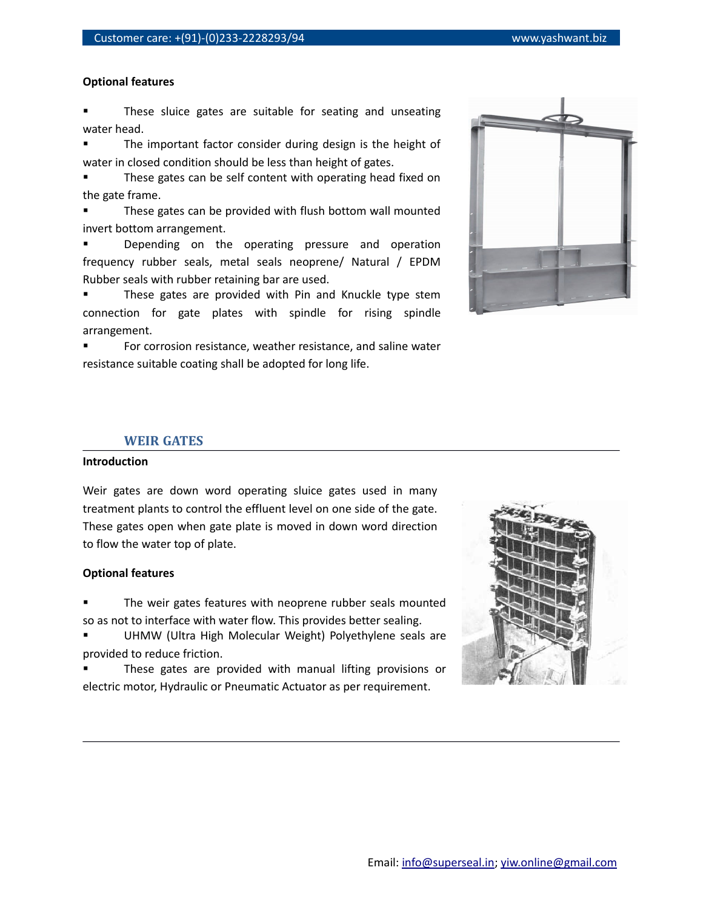**Optional features**

- These sluice gates are suitable for seating and unseating water head.
- The important factor consider during design is the height of water in closed condition should be less than height of gates.
- These gates can be self content with operating head fixed on the gate frame.
- These gates can be provided with flush bottom wall mounted invert bottom arrangement.
- Depending on the operating pressure and operation frequency rubber seals, metal seals neoprene/ Natural / EPDM Rubber seals with rubber retaining bar are used.
- These gates are provided with Pin and Knuckle type stem connection for gate plates with spindle for rising spindle arrangement.
- For corrosion resistance, weather resistance, and saline water resistance suitable coating shall be adopted for long life.

## WEIR GATES

**Introduction**

Weir gates are down word operating sluice gates used in many treatment plants to control the effluent level on one side of the gate. These gates open when gate plate is moved in down word direction to flow the water top of plate.

**Optional features**

- The weir gates features with neoprene rubber seals mounted so as not to interface with water flow. This provides better sealing.
- UHMW (Ultra High Molecular Weight) Polyethylene seals are provided to reduce friction.
- These gates are provided with manual lifting provisions or electric motor, Hydraulic or Pneumatic Actuator as per requirement.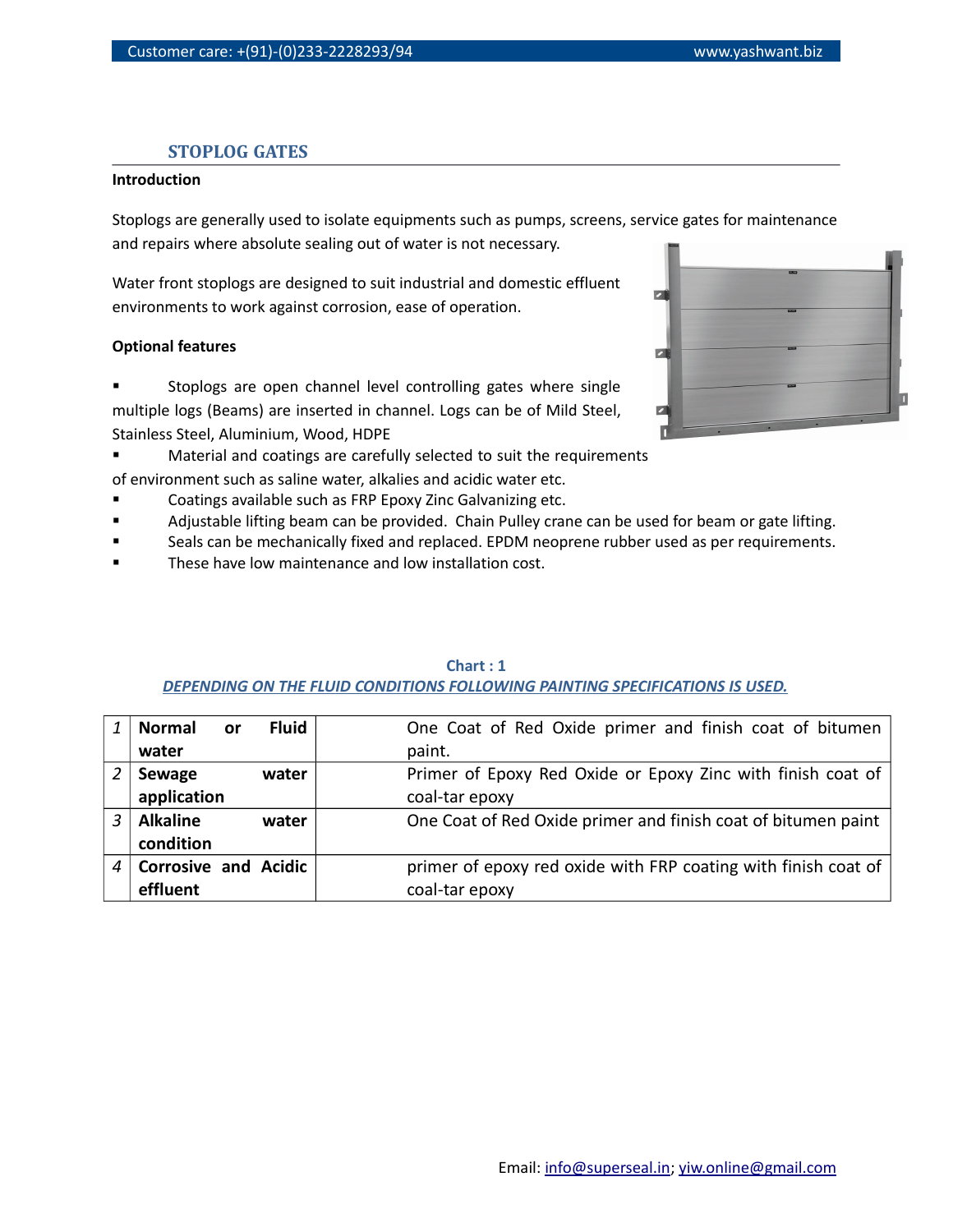## STOPLOG GATES

**Introduction**

Stoplogs are generally used to isolate equipments such as pumps, screens, service gates for maintenance and repairs where absolute sealing out of water is not necessary.

Water front stoplogs are designed to suit industrial and domestic effluent environments to work against corrosion, ease of operation.

**Optional features**

- Stoplogs are open channel level controlling gates where single multiple logs (Beams) are inserted in channel. Logs can be of Mild Steel, Stainless Steel, Aluminium, Wood, HDPE
- Material and coatings are carefully selected to suit the requirements of environment such as saline water, alkalies and acidic water etc.
- Coatings available such as FRP Epoxy Zinc Galvanizing etc.
- Adjustable lifting beam can be provided. Chain Pulley crane can be used for beam or gate lifting.
- Seals can be mechanically fixed and replaced. EPDM neoprene rubber used as per requirements.
- These have low maintenance and low installation cost.

**Chart : 1**

***DEPENDING ON THE FLUID CONDITIONS FOLLOWING PAINTING SPECIFICATIONS IS USED.***

| | | |
|---|---|---|
| *1* | **Normal or Fluid water** | One Coat of Red Oxide primer and finish coat of bitumen paint. |
| *2* | **Sewage water application** | Primer of Epoxy Red Oxide or Epoxy Zinc with finish coat of coal-tar epoxy |
| *3* | **Alkaline water condition** | One Coat of Red Oxide primer and finish coat of bitumen paint |
| *4* | **Corrosive and Acidic effluent** | primer of epoxy red oxide with FRP coating with finish coat of coal-tar epoxy |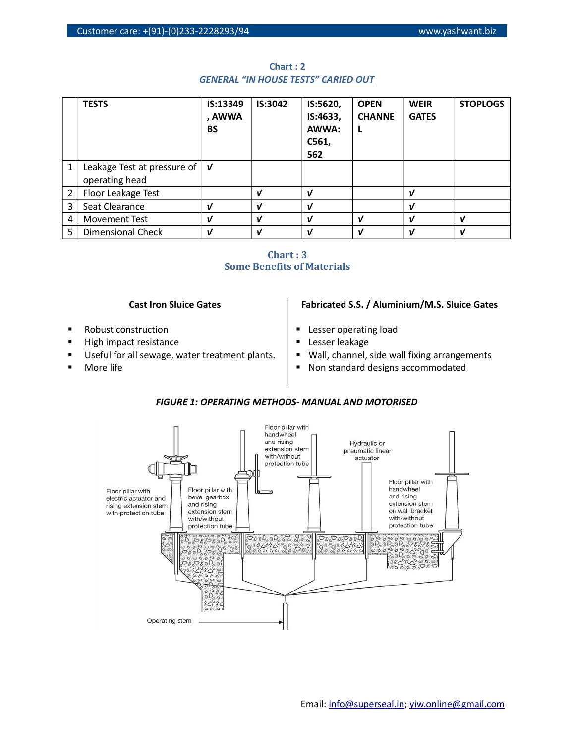## Chart : 2

### *GENERAL "IN HOUSE TESTS" CARIED OUT*

| | TESTS | IS:13349, AWWA BS | IS:3042 | IS:5620, IS:4633, AWWA: C561, 562 | OPEN CHANNEL | WEIR GATES | STOPLOGS |
|---|---|---|---|---|---|---|---|
| 1 | Leakage Test at pressure of operating head | √ | | | | | |
| 2 | Floor Leakage Test | | √ | √ | | √ | |
| 3 | Seat Clearance | √ | √ | √ | | √ | |
| 4 | Movement Test | √ | √ | √ | √ | √ | √ |
| 5 | Dimensional Check | √ | √ | √ | √ | √ | √ |

## Chart : 3

### Some Benefits of Materials

**Cast Iron Sluice Gates**

- Robust construction
- High impact resistance
- Useful for all sewage, water treatment plants.
- More life

**Fabricated S.S. / Aluminium/M.S. Sluice Gates**

- Lesser operating load
- Lesser leakage
- Wall, channel, side wall fixing arrangements
- Non standard designs accommodated

***FIGURE 1: OPERATING METHODS- MANUAL AND MOTORISED***

Floor pillar with electric actuator and rising extension stem with protection tube

Floor pillar with bevel gearbox and rising extension stem with/without protection tube

Floor pillar with handwheel and rising extension stem with/without protection tube

Hydraulic or pneumatic linear actuator

Floor pillar with handwheel and rising extension stem on wall bracket with/without protection tube

Operating stem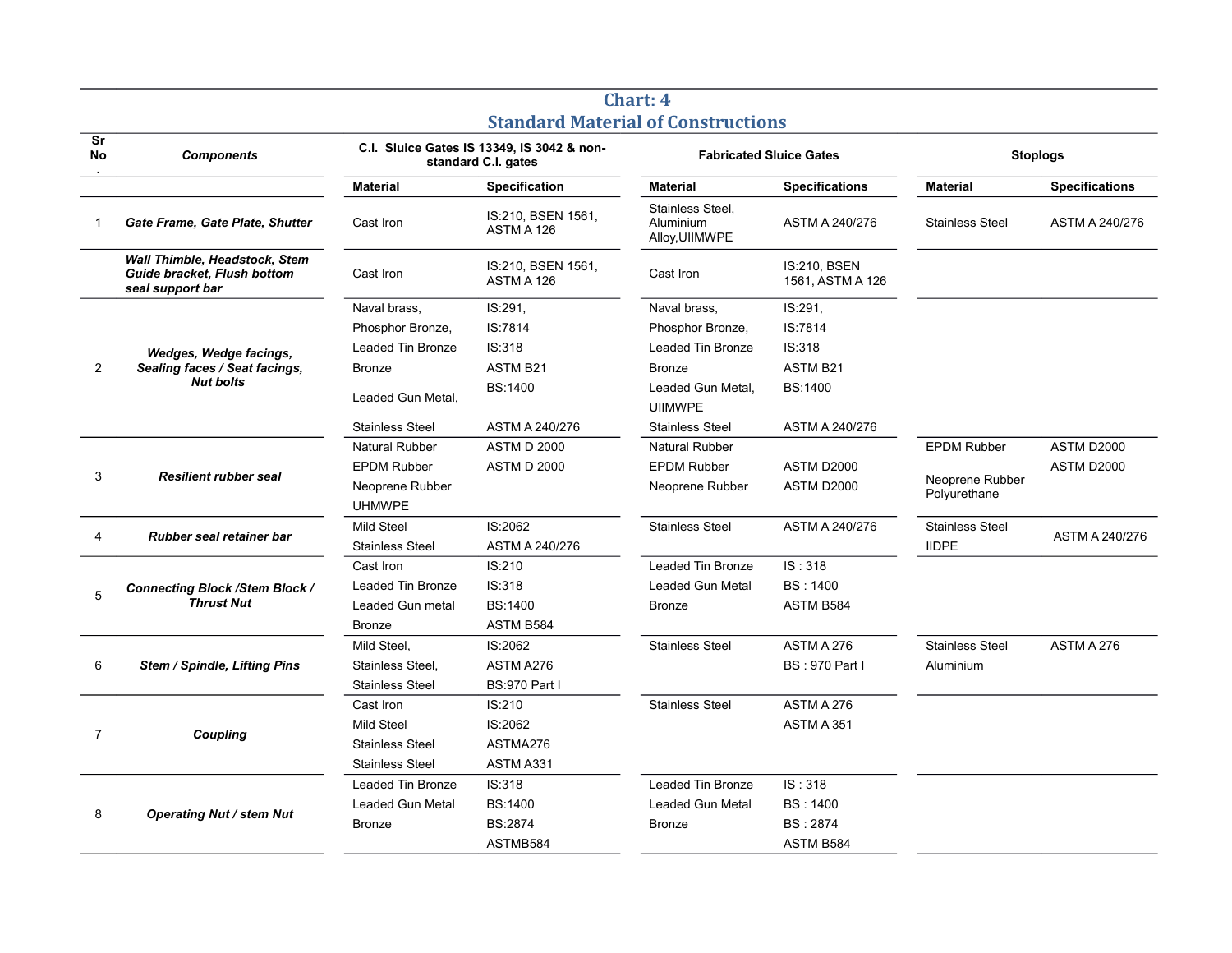## Chart: 4
## Standard Material of Constructions

| Sr No. | Components | C.I. Sluice Gates IS 13349, IS 3042 & non-standard C.I. gates | | Fabricated Sluice Gates | | Stoplogs | |
|---|---|---|---|---|---|---|---|
| | | Material | Specification | Material | Specifications | Material | Specifications |
| 1 | *Gate Frame, Gate Plate, Shutter* | Cast Iron | IS:210, BSEN 1561, ASTM A 126 | Stainless Steel, Aluminium Alloy,UIIMWPE | ASTM A 240/276 | Stainless Steel | ASTM A 240/276 |
| | *Wall Thimble, Headstock, Stem Guide bracket, Flush bottom seal support bar* | Cast Iron | IS:210, BSEN 1561, ASTM A 126 | Cast Iron | IS:210, BSEN 1561, ASTM A 126 | | |
| 2 | *Wedges, Wedge facings, Sealing faces / Seat facings, Nut bolts* | Naval brass,<br>Phosphor Bronze,<br>Leaded Tin Bronze<br>Bronze<br>Leaded Gun Metal,<br>Stainless Steel | IS:291,<br>IS:7814<br>IS:318<br>ASTM B21<br>BS:1400<br>ASTM A 240/276 | Naval brass,<br>Phosphor Bronze,<br>Leaded Tin Bronze<br>Bronze<br>Leaded Gun Metal,<br>UIIMWPE<br>Stainless Steel | IS:291,<br>IS:7814<br>IS:318<br>ASTM B21<br>BS:1400<br>ASTM A 240/276 | | |
| 3 | *Resilient rubber seal* | Natural Rubber<br>EPDM Rubber<br>Neoprene Rubber<br>UHMWPE | ASTM D 2000<br>ASTM D 2000 | Natural Rubber<br>EPDM Rubber<br>Neoprene Rubber | ASTM D2000<br>ASTM D2000 | EPDM Rubber<br>Neoprene Rubber<br>Polyurethane | ASTM D2000<br>ASTM D2000 |
| 4 | *Rubber seal retainer bar* | Mild Steel<br>Stainless Steel | IS:2062<br>ASTM A 240/276 | Stainless Steel | ASTM A 240/276 | Stainless Steel<br>IIDPE | ASTM A 240/276 |
| 5 | *Connecting Block /Stem Block / Thrust Nut* | Cast Iron<br>Leaded Tin Bronze<br>Leaded Gun metal<br>Bronze | IS:210<br>IS:318<br>BS:1400<br>ASTM B584 | Leaded Tin Bronze<br>Leaded Gun Metal<br>Bronze | IS : 318<br>BS : 1400<br>ASTM B584 | | |
| 6 | *Stem / Spindle, Lifting Pins* | Mild Steel,<br>Stainless Steel,<br>Stainless Steel | IS:2062<br>ASTM A276<br>BS:970 Part I | Stainless Steel | ASTM A 276<br>BS : 970 Part I | Stainless Steel<br>Aluminium | ASTM A 276 |
| 7 | *Coupling* | Cast Iron<br>Mild Steel<br>Stainless Steel<br>Stainless Steel | IS:210<br>IS:2062<br>ASTMA276<br>ASTM A331 | Stainless Steel | ASTM A 276<br>ASTM A 351 | | |
| 8 | *Operating Nut / stem Nut* | Leaded Tin Bronze<br>Leaded Gun Metal<br>Bronze | IS:318<br>BS:1400<br>BS:2874<br>ASTMB584 | Leaded Tin Bronze<br>Leaded Gun Metal<br>Bronze | IS : 318<br>BS : 1400<br>BS : 2874<br>ASTM B584 | | |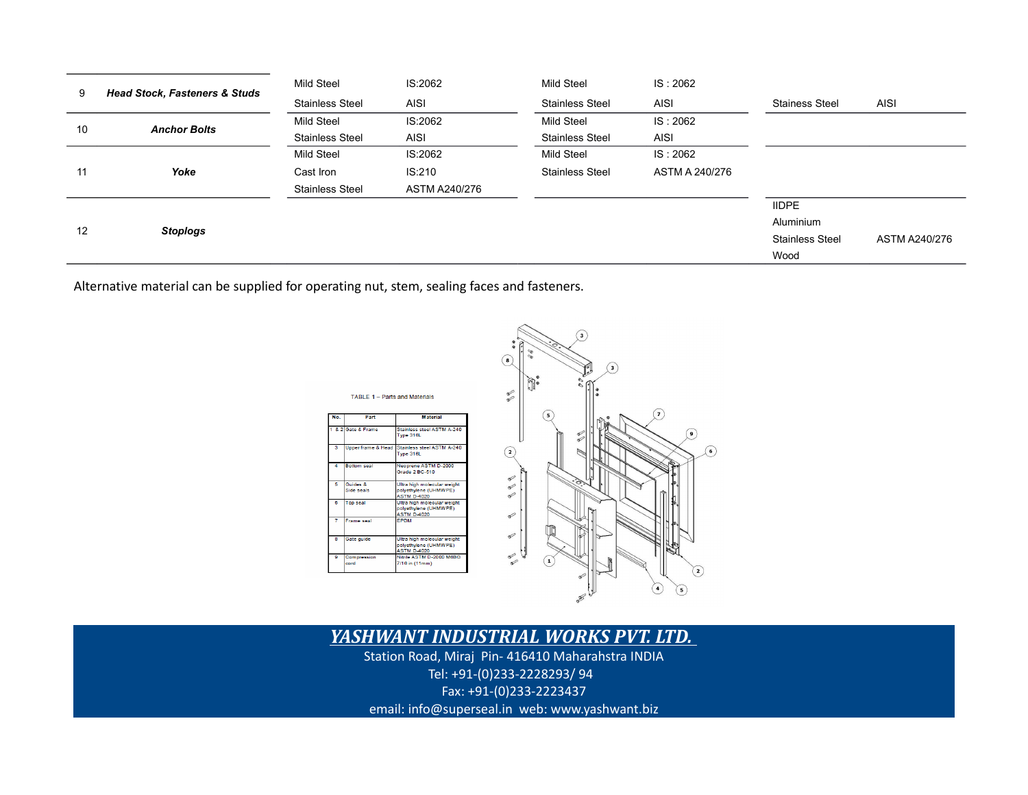| | | | | | | | |
|---|---|---|---|---|---|---|---|
| 9 | ***Head Stock, Fasteners & Studs*** | Mild Steel | IS:2062 | Mild Steel | IS : 2062 | | |
| | | Stainless Steel | AISI | Stainless Steel | AISI | Stainess Steel | AISI |
| 10 | ***Anchor Bolts*** | Mild Steel | IS:2062 | Mild Steel | IS : 2062 | | |
| | | Stainless Steel | AISI | Stainless Steel | AISI | | |
| 11 | ***Yoke*** | Mild Steel | IS:2062 | Mild Steel | IS : 2062 | | |
| | | Cast Iron | IS:210 | Stainless Steel | ASTM A 240/276 | | |
| | | Stainless Steel | ASTM A240/276 | | | | |
| 12 | ***Stoplogs*** | | | | | IIDPE | |
| | | | | | | Aluminium | |
| | | | | | | Stainless Steel | ASTM A240/276 |
| | | | | | | Wood | |

Alternative material can be supplied for operating nut, stem, sealing faces and fasteners.

TABLE 1 – Parts and Materials

| No. | Part | Material |
|---|---|---|
| 1 & 2 | Gate & Frame | Stainless steel ASTM A-240 Type 316L |
| 3 | Upper frame & Head | Stainless steel ASTM A-240 Type 316L |
| 4 | Bottom seal | Neoprene ASTM D-2000 Grade 2 BC-510 |
| 5 | Guides & Side seals | Ultra high molecular weight polyethylene (UHMWPE) ASTM D-4020 |
| 6 | Top seal | Ultra high molecular weight polyethylene (UHMWPE) ASTM D-4020 |
| 7 | Frame seal | EPDM |
| 8 | Gate guide | Ultra high molecular weight polyethylene (UHMWPE) ASTM D-4020 |
| 9 | Compression cord | Nitrile ASTM D-2000 M6BG 7/16 in (11mm) |